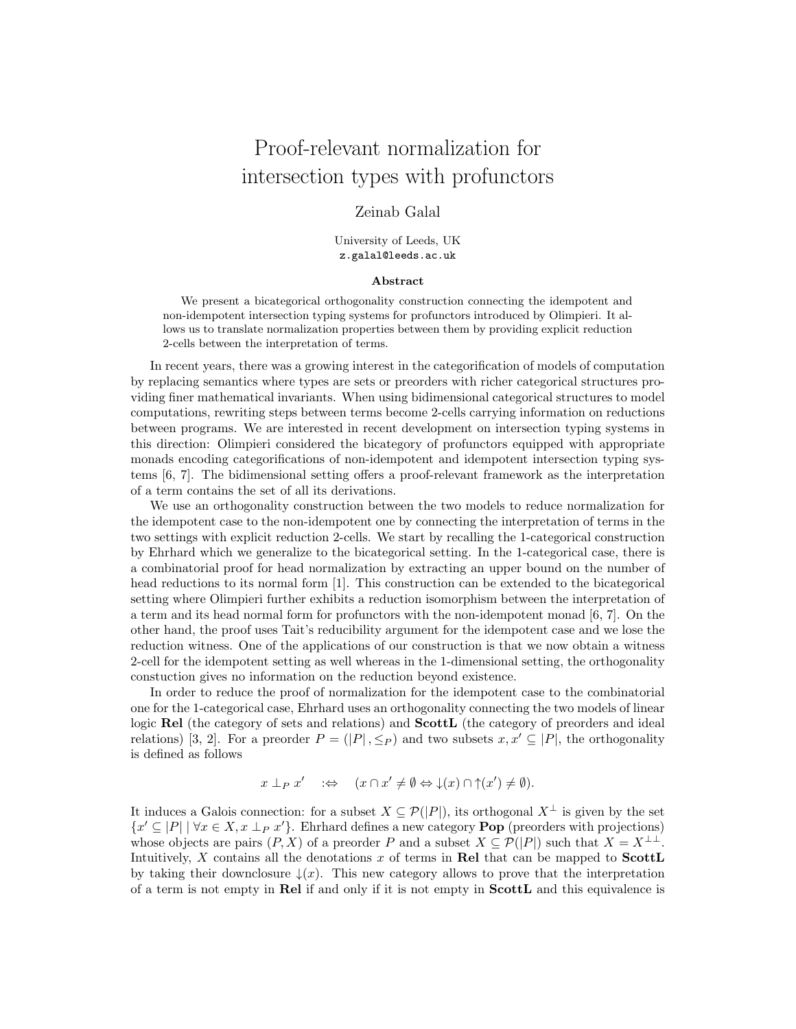# Proof-relevant normalization for intersection types with profunctors

Zeinab Galal

University of Leeds, UK
z.galal@leeds.ac.uk

### Abstract

We present a bicategorical orthogonality construction connecting the idempotent and non-idempotent intersection typing systems for profunctors introduced by Olimpieri. It allows us to translate normalization properties between them by providing explicit reduction 2-cells between the interpretation of terms.

In recent years, there was a growing interest in the categorification of models of computation by replacing semantics where types are sets or preorders with richer categorical structures providing finer mathematical invariants. When using bidimensional categorical structures to model computations, rewriting steps between terms become 2-cells carrying information on reductions between programs. We are interested in recent development on intersection typing systems in this direction: Olimpieri considered the bicategory of profunctors equipped with appropriate monads encoding categorifications of non-idempotent and idempotent intersection typing systems [6, 7]. The bidimensional setting offers a proof-relevant framework as the interpretation of a term contains the set of all its derivations.

We use an orthogonality construction between the two models to reduce normalization for the idempotent case to the non-idempotent one by connecting the interpretation of terms in the two settings with explicit reduction 2-cells. We start by recalling the 1-categorical construction by Ehrhard which we generalize to the bicategorical setting. In the 1-categorical case, there is a combinatorial proof for head normalization by extracting an upper bound on the number of head reductions to its normal form [1]. This construction can be extended to the bicategorical setting where Olimpieri further exhibits a reduction isomorphism between the interpretation of a term and its head normal form for profunctors with the non-idempotent monad [6, 7]. On the other hand, the proof uses Tait's reducibility argument for the idempotent case and we lose the reduction witness. One of the applications of our construction is that we now obtain a witness 2-cell for the idempotent setting as well whereas in the 1-dimensional setting, the orthogonality constuction gives no information on the reduction beyond existence.

In order to reduce the proof of normalization for the idempotent case to the combinatorial one for the 1-categorical case, Ehrhard uses an orthogonality connecting the two models of linear logic **Rel** (the category of sets and relations) and **ScottL** (the category of preorders and ideal relations) [3, 2]. For a preorder $P = (|P|, \leq_P)$ and two subsets $x, x' \subseteq |P|$, the orthogonality is defined as follows

$$x \perp_P x' \quad :\Leftrightarrow \quad (x \cap x' \neq \emptyset \Leftrightarrow \downarrow(x) \cap \uparrow(x') \neq \emptyset).$$

It induces a Galois connection: for a subset $X \subseteq \mathcal{P}(|P|)$, its orthogonal $X^\perp$ is given by the set $\{x' \subseteq |P| \mid \forall x \in X, x \perp_P x'\}$. Ehrhard defines a new category **Pop** (preorders with projections) whose objects are pairs $(P, X)$ of a preorder $P$ and a subset $X \subseteq \mathcal{P}(|P|)$ such that $X = X^{\perp\perp}$. Intuitively, $X$ contains all the denotations $x$ of terms in **Rel** that can be mapped to **ScottL** by taking their downclosure $\downarrow(x)$. This new category allows to prove that the interpretation of a term is not empty in **Rel** if and only if it is not empty in **ScottL** and this equivalence is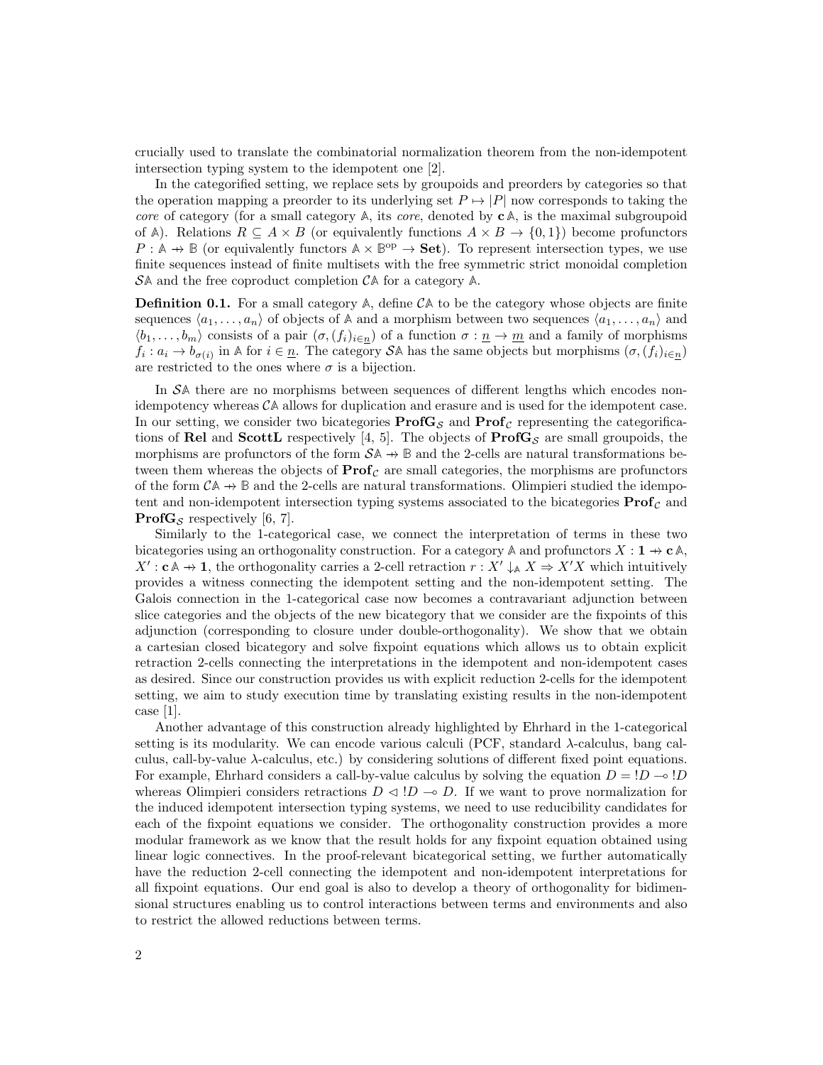crucially used to translate the combinatorial normalization theorem from the non-idempotent intersection typing system to the idempotent one [2].

In the categorified setting, we replace sets by groupoids and preorders by categories so that the operation mapping a preorder to its underlying set $P \mapsto |P|$ now corresponds to taking the *core* of category (for a small category $\mathbb{A}$, its *core*, denoted by $\mathbf{c}\,\mathbb{A}$, is the maximal subgroupoid of $\mathbb{A}$). Relations $R \subseteq A \times B$ (or equivalently functions $A \times B \to \{0, 1\}$) become profunctors $P : \mathbb{A} \nrightarrow \mathbb{B}$ (or equivalently functors $\mathbb{A} \times \mathbb{B}^{\mathrm{op}} \to \mathbf{Set}$). To represent intersection types, we use finite sequences instead of finite multisets with the free symmetric strict monoidal completion $\mathcal{S}\mathbb{A}$ and the free coproduct completion $\mathcal{C}\mathbb{A}$ for a category $\mathbb{A}$.

**Definition 0.1.** For a small category $\mathbb{A}$, define $\mathcal{C}\mathbb{A}$ to be the category whose objects are finite sequences $\langle a_1, \ldots, a_n \rangle$ of objects of $\mathbb{A}$ and a morphism between two sequences $\langle a_1, \ldots, a_n \rangle$ and $\langle b_1, \ldots, b_m \rangle$ consists of a pair $(\sigma, (f_i)_{i \in \underline{n}})$ of a function $\sigma : \underline{n} \to \underline{m}$ and a family of morphisms $f_i : a_i \to b_{\sigma(i)}$ in $\mathbb{A}$ for $i \in \underline{n}$. The category $\mathcal{S}\mathbb{A}$ has the same objects but morphisms $(\sigma, (f_i)_{i \in \underline{n}})$ are restricted to the ones where $\sigma$ is a bijection.

In $\mathcal{S}\mathbb{A}$ there are no morphisms between sequences of different lengths which encodes non-idempotency whereas $\mathcal{C}\mathbb{A}$ allows for duplication and erasure and is used for the idempotent case. In our setting, we consider two bicategories $\mathbf{ProfG}_{\mathcal{S}}$ and $\mathbf{Prof}_{\mathcal{C}}$ representing the categorifications of $\mathbf{Rel}$ and $\mathbf{ScottL}$ respectively [4, 5]. The objects of $\mathbf{ProfG}_{\mathcal{S}}$ are small groupoids, the morphisms are profunctors of the form $\mathcal{S}\mathbb{A} \nrightarrow \mathbb{B}$ and the 2-cells are natural transformations between them whereas the objects of $\mathbf{Prof}_{\mathcal{C}}$ are small categories, the morphisms are profunctors of the form $\mathcal{C}\mathbb{A} \nrightarrow \mathbb{B}$ and the 2-cells are natural transformations. Olimpieri studied the idempotent and non-idempotent intersection typing systems associated to the bicategories $\mathbf{Prof}_{\mathcal{C}}$ and $\mathbf{ProfG}_{\mathcal{S}}$ respectively [6, 7].

Similarly to the 1-categorical case, we connect the interpretation of terms in these two bicategories using an orthogonality construction. For a category $\mathbb{A}$ and profunctors $X : \mathbf{1} \nrightarrow \mathbf{c}\,\mathbb{A}$, $X' : \mathbf{c}\,\mathbb{A} \nrightarrow \mathbf{1}$, the orthogonality carries a 2-cell retraction $r : X' \downarrow_{\mathbb{A}} X \Rightarrow X'X$ which intuitively provides a witness connecting the idempotent setting and the non-idempotent setting. The Galois connection in the 1-categorical case now becomes a contravariant adjunction between slice categories and the objects of the new bicategory that we consider are the fixpoints of this adjunction (corresponding to closure under double-orthogonality). We show that we obtain a cartesian closed bicategory and solve fixpoint equations which allows us to obtain explicit retraction 2-cells connecting the interpretations in the idempotent and non-idempotent cases as desired. Since our construction provides us with explicit reduction 2-cells for the idempotent setting, we aim to study execution time by translating existing results in the non-idempotent case [1].

Another advantage of this construction already highlighted by Ehrhard in the 1-categorical setting is its modularity. We can encode various calculi (PCF, standard $\lambda$-calculus, bang calculus, call-by-value $\lambda$-calculus, etc.) by considering solutions of different fixed point equations. For example, Ehrhard considers a call-by-value calculus by solving the equation $D = !D \multimap !D$ whereas Olimpieri considers retractions $D \lhd !D \multimap D$. If we want to prove normalization for the induced idempotent intersection typing systems, we need to use reducibility candidates for each of the fixpoint equations we consider. The orthogonality construction provides a more modular framework as we know that the result holds for any fixpoint equation obtained using linear logic connectives. In the proof-relevant bicategorical setting, we further automatically have the reduction 2-cell connecting the idempotent and non-idempotent interpretations for all fixpoint equations. Our end goal is also to develop a theory of orthogonality for bidimensional structures enabling us to control interactions between terms and environments and also to restrict the allowed reductions between terms.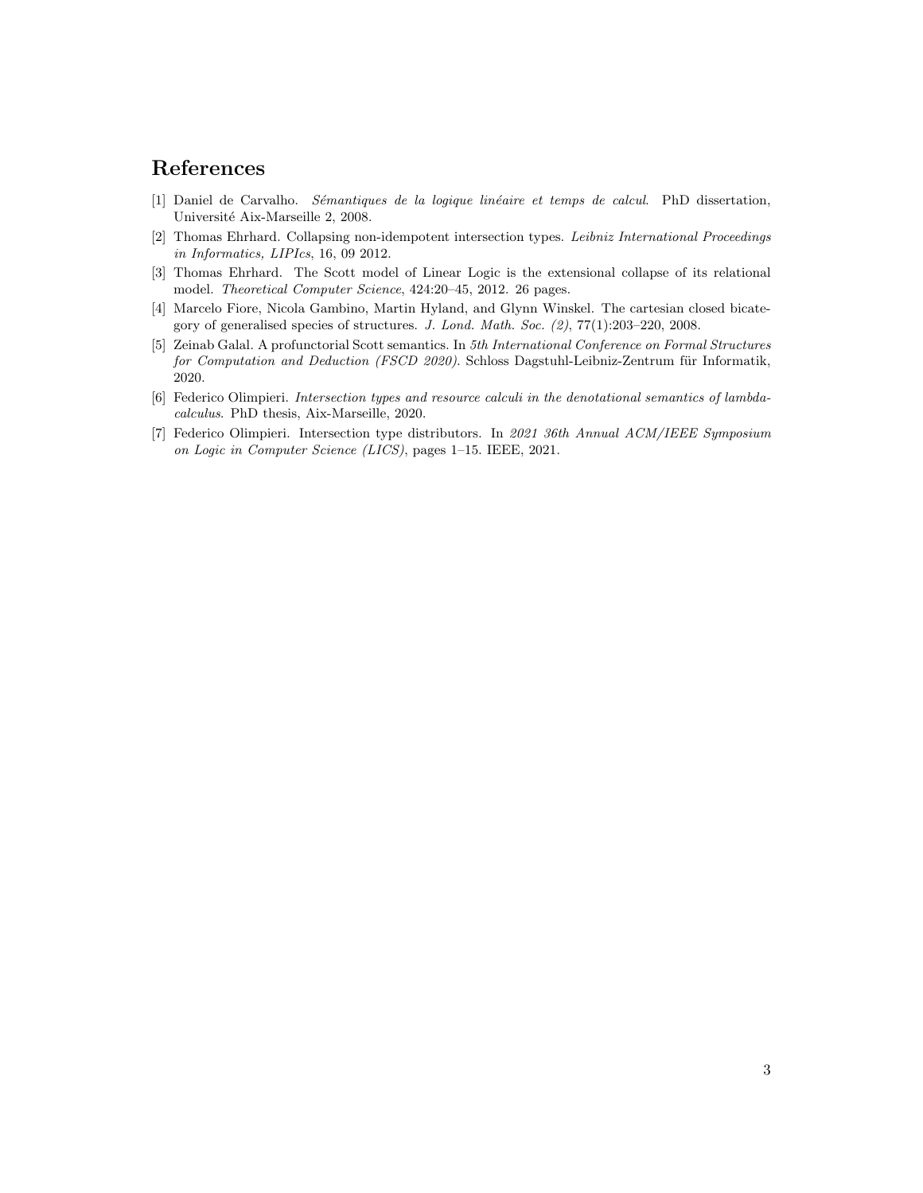## References

[1] Daniel de Carvalho. *Sémantiques de la logique linéaire et temps de calcul*. PhD dissertation, Université Aix-Marseille 2, 2008.

[2] Thomas Ehrhard. Collapsing non-idempotent intersection types. *Leibniz International Proceedings in Informatics, LIPIcs*, 16, 09 2012.

[3] Thomas Ehrhard. The Scott model of Linear Logic is the extensional collapse of its relational model. *Theoretical Computer Science*, 424:20–45, 2012. 26 pages.

[4] Marcelo Fiore, Nicola Gambino, Martin Hyland, and Glynn Winskel. The cartesian closed bicategory of generalised species of structures. *J. Lond. Math. Soc. (2)*, 77(1):203–220, 2008.

[5] Zeinab Galal. A profunctorial Scott semantics. In *5th International Conference on Formal Structures for Computation and Deduction (FSCD 2020)*. Schloss Dagstuhl-Leibniz-Zentrum für Informatik, 2020.

[6] Federico Olimpieri. *Intersection types and resource calculi in the denotational semantics of lambda-calculus*. PhD thesis, Aix-Marseille, 2020.

[7] Federico Olimpieri. Intersection type distributors. In *2021 36th Annual ACM/IEEE Symposium on Logic in Computer Science (LICS)*, pages 1–15. IEEE, 2021.